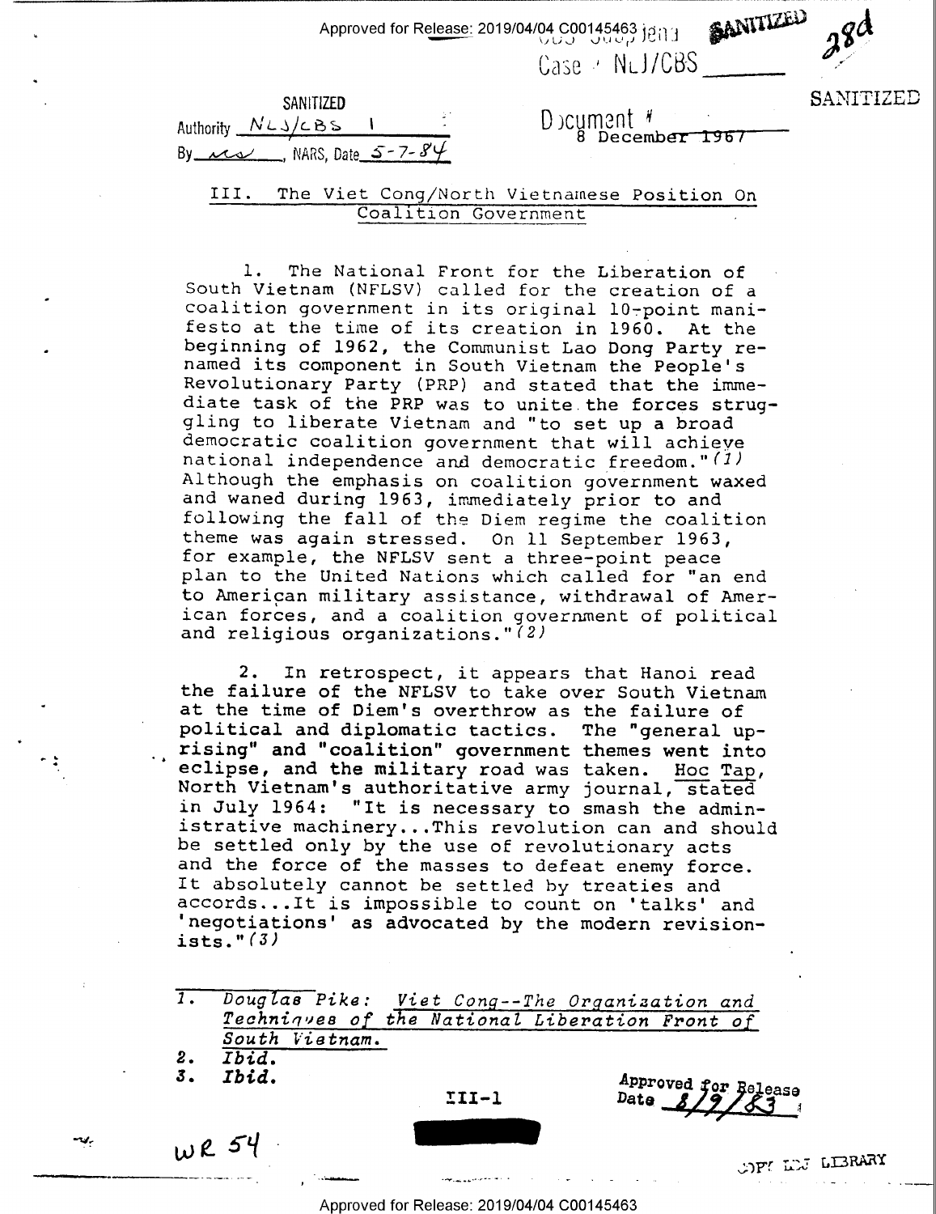SANITIZED

Authority NLJ/CBS 1

By ___, NARS, Date 5-7-84

Case NLJ/CBS

Document #

8 December 1967

## III. The Viet Cong/North Vietnamese Position On Coalition Government

1. The National Front for the Liberation of South Vietnam (NFLSV) called for the creation of a coalition government in its original 10-point manifesto at the time of its creation in 1960. At the beginning of 1962, the Communist Lao Dong Party renamed its component in South Vietnam the People's Revolutionary Party (PRP) and stated that the immediate task of the PRP was to unite the forces struggling to liberate Vietnam and "to set up a broad democratic coalition government that will achieve national independence and democratic freedom."(1) Although the emphasis on coalition government waxed and waned during 1963, immediately prior to and following the fall of the Diem regime the coalition theme was again stressed. On 11 September 1963, for example, the NFLSV sent a three-point peace plan to the United Nations which called for "an end to American military assistance, withdrawal of American forces, and a coalition government of political and religious organizations."(2)

2. In retrospect, it appears that Hanoi read the failure of the NFLSV to take over South Vietnam at the time of Diem's overthrow as the failure of political and diplomatic tactics. The "general uprising" and "coalition" government themes went into eclipse, and the military road was taken. Hoc Tap, North Vietnam's authoritative army journal, stated in July 1964: "It is necessary to smash the administrative machinery...This revolution can and should be settled only by the use of revolutionary acts and the force of the masses to defeat enemy force. It absolutely cannot be settled by treaties and accords...It is impossible to count on 'talks' and 'negotiations' as advocated by the modern revisionists."(3)

---

1. *Douglas Pike: Viet Cong--The Organization and Techniques of the National Liberation Front of South Vietnam.*
2. *Ibid.*
3. *Ibid.*

Approved for Release Date 8/9/83

WR 54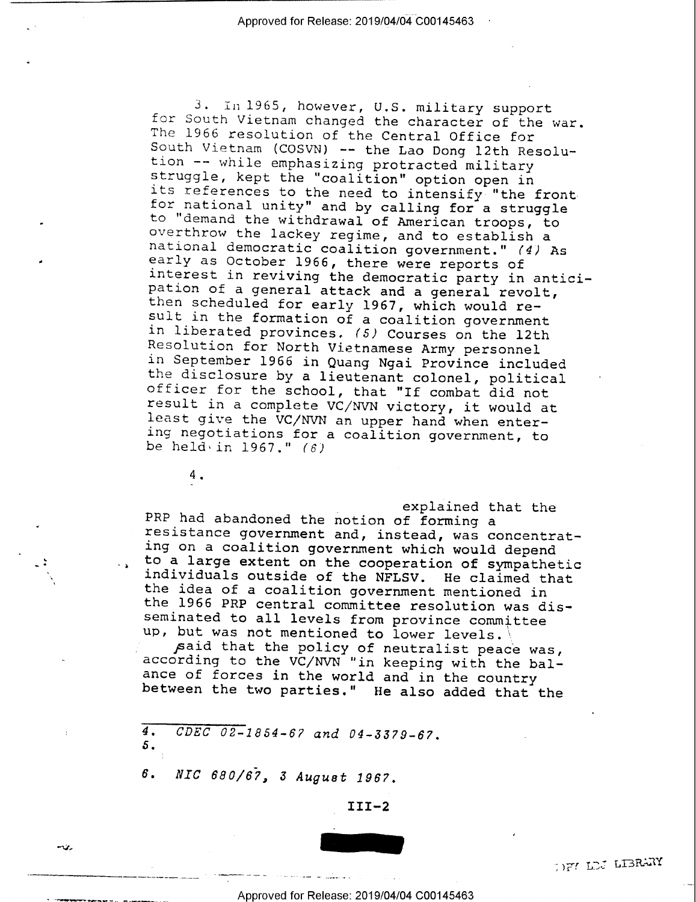3. In 1965, however, U.S. military support for South Vietnam changed the character of the war. The 1966 resolution of the Central Office for South Vietnam (COSVN) -- the Lao Dong 12th Resolution -- while emphasizing protracted military struggle, kept the "coalition" option open in its references to the need to intensify "the front for national unity" and by calling for a struggle to "demand the withdrawal of American troops, to overthrow the lackey regime, and to establish a national democratic coalition government." *(4)* As early as October 1966, there were reports of interest in reviving the democratic party in anticipation of a general attack and a general revolt, then scheduled for early 1967, which would result in the formation of a coalition government in liberated provinces. *(5)* Courses on the 12th Resolution for North Vietnamese Army personnel in September 1966 in Quang Ngai Province included the disclosure by a lieutenant colonel, political officer for the school, that "If combat did not result in a complete VC/NVN victory, it would at least give the VC/NVN an upper hand when entering negotiations for a coalition government, to be held in 1967." *(6)*

4.

explained that the PRP had abandoned the notion of forming a resistance government and, instead, was concentrating on a coalition government which would depend to a large extent on the cooperation of sympathetic individuals outside of the NFLSV. He claimed that the idea of a coalition government mentioned in the 1966 PRP central committee resolution was disseminated to all levels from province committee up, but was not mentioned to lower levels.

said that the policy of neutralist peace was, according to the VC/NVN "in keeping with the balance of forces in the world and in the country between the two parties." He also added that the

---

4. *CDEC 02-1854-67 and 04-3379-67.*
5.

6. *NIC 680/67, 3 August 1967.*

III-2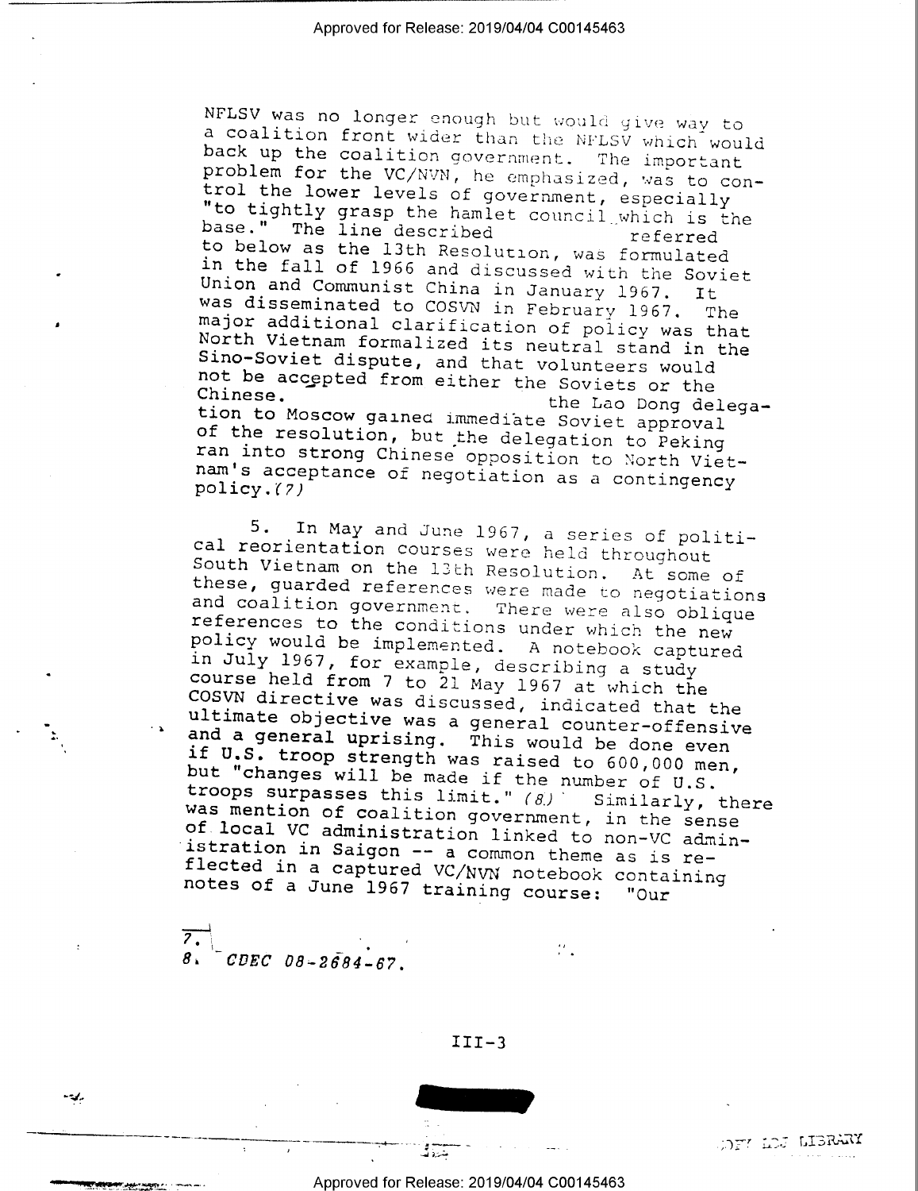NFLSV was no longer enough but would give way to a coalition front wider than the NFLSV which would back up the coalition government. The important problem for the VC/NVN, he emphasized, was to control the lower levels of government, especially "to tightly grasp the hamlet council which is the base." The line described referred to below as the 13th Resolution, was formulated in the fall of 1966 and discussed with the Soviet Union and Communist China in January 1967. It was disseminated to COSVN in February 1967. The major additional clarification of policy was that North Vietnam formalized its neutral stand in the Sino-Soviet dispute, and that volunteers would not be accepted from either the Soviets or the Chinese. the Lao Dong delegation to Moscow gained immediate Soviet approval of the resolution, but the delegation to Peking ran into strong Chinese opposition to North Vietnam's acceptance of negotiation as a contingency policy.*(7)*

5. In May and June 1967, a series of political reorientation courses were held throughout South Vietnam on the 13th Resolution. At some of these, guarded references were made to negotiations and coalition government. There were also oblique references to the conditions under which the new policy would be implemented. A notebook captured in July 1967, for example, describing a study course held from 7 to 21 May 1967 at which the COSVN directive was discussed, indicated that the ultimate objective was a general counter-offensive and a general uprising. This would be done even if U.S. troop strength was raised to 600,000 men, but "changes will be made if the number of U.S. troops surpasses this limit." *(8)* Similarly, there was mention of coalition government, in the sense of local VC administration linked to non-VC administration in Saigon -- a common theme as is reflected in a captured VC/NVN notebook containing notes of a June 1967 training course: "Our

7.

8. *CDEC 08-2684-67.*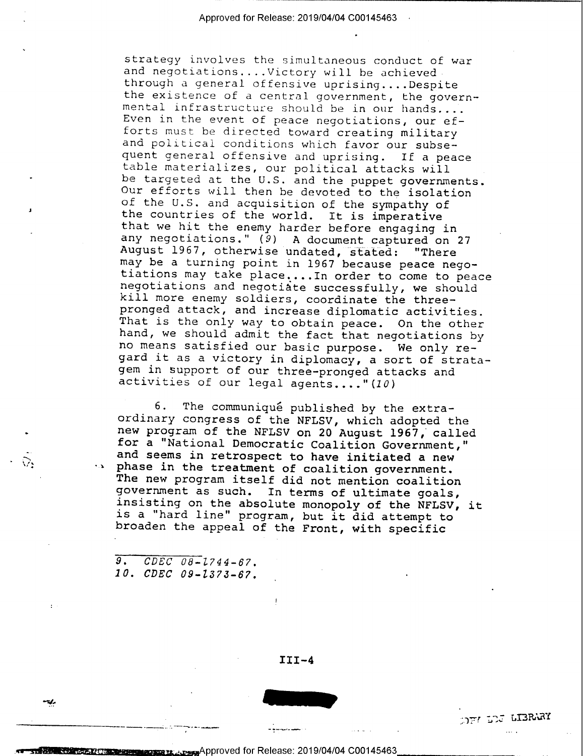strategy involves the simultaneous conduct of war and negotiations....Victory will be achieved through a general offensive uprising....Despite the existence of a central government, the governmental infrastructure should be in our hands.... Even in the event of peace negotiations, our efforts must be directed toward creating military and political conditions which favor our subsequent general offensive and uprising. If a peace table materializes, our political attacks will be targeted at the U.S. and the puppet governments. Our efforts will then be devoted to the isolation of the U.S. and acquisition of the sympathy of the countries of the world. It is imperative that we hit the enemy harder before engaging in any negotiations." (9) A document captured on 27 August 1967, otherwise undated, stated: "There may be a turning point in 1967 because peace negotiations may take place....In order to come to peace negotiations and negotiate successfully, we should kill more enemy soldiers, coordinate the three-pronged attack, and increase diplomatic activities. That is the only way to obtain peace. On the other hand, we should admit the fact that negotiations by no means satisfied our basic purpose. We only regard it as a victory in diplomacy, a sort of stratagem in support of our three-pronged attacks and activities of our legal agents...."(10)

6. The communiqué published by the extraordinary congress of the NFLSV, which adopted the new program of the NFLSV on 20 August 1967, called for a "National Democratic Coalition Government," and seems in retrospect to have initiated a new phase in the treatment of coalition government. The new program itself did not mention coalition government as such. In terms of ultimate goals, insisting on the absolute monopoly of the NFLSV, it is a "hard line" program, but it did attempt to broaden the appeal of the Front, with specific

---

*9. CDEC 08-1744-67.*
*10. CDEC 09-1373-67.*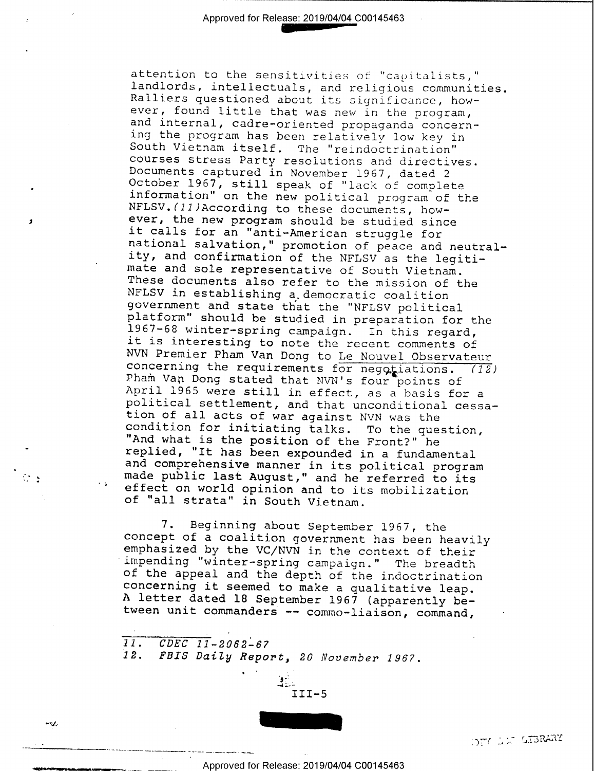attention to the sensitivities of "capitalists," landlords, intellectuals, and religious communities. Ralliers questioned about its significance, however, found little that was new in the program, and internal, cadre-oriented propaganda concerning the program has been relatively low key in South Vietnam itself. The "reindoctrination" courses stress Party resolutions and directives. Documents captured in November 1967, dated 2 October 1967, still speak of "lack of complete information" on the new political program of the NFLSV.[11] According to these documents, however, the new program should be studied since it calls for an "anti-American struggle for national salvation," promotion of peace and neutrality, and confirmation of the NFLSV as the legitimate and sole representative of South Vietnam. These documents also refer to the mission of the NFLSV in establishing a democratic coalition government and state that the "NFLSV political platform" should be studied in preparation for the 1967-68 winter-spring campaign. In this regard, it is interesting to note the recent comments of NVN Premier Pham Van Dong to Le Nouvel Observateur concerning the requirements for negotiations. [12] Pham Van Dong stated that NVN's four points of April 1965 were still in effect, as a basis for a political settlement, and that unconditional cessation of all acts of war against NVN was the condition for initiating talks. To the question, "And what is the position of the Front?" he replied, "It has been expounded in a fundamental and comprehensive manner in its political program made public last August," and he referred to its effect on world opinion and to its mobilization of "all strata" in South Vietnam.

7. Beginning about September 1967, the concept of a coalition government has been heavily emphasized by the VC/NVN in the context of their impending "winter-spring campaign." The breadth of the appeal and the depth of the indoctrination concerning it seemed to make a qualitative leap. A letter dated 18 September 1967 (apparently between unit commanders -- commo-liaison, command,

---

11. *CDEC 11-2062-67*
12. *FBIS Daily Report, 20 November 1967.*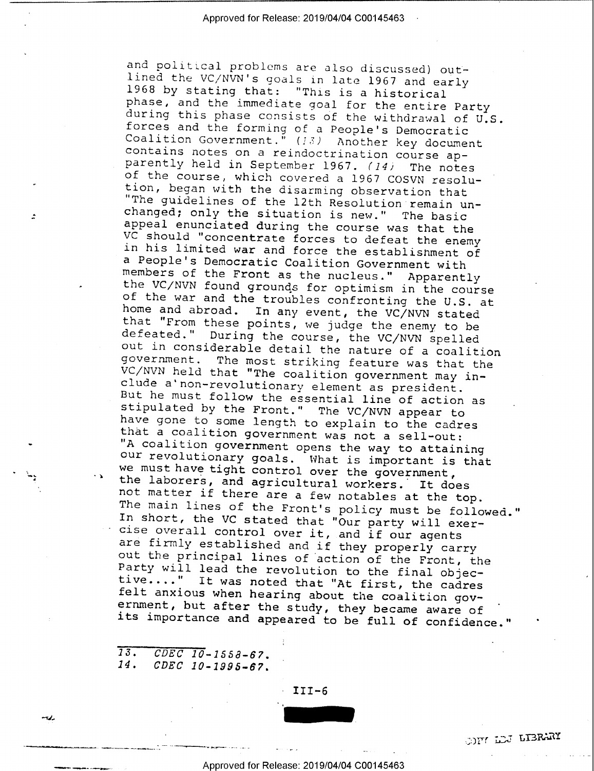and political problems are also discussed) outlined the VC/NVN's goals in late 1967 and early 1968 by stating that: "This is a historical phase, and the immediate goal for the entire Party during this phase consists of the withdrawal of U.S. forces and the forming of a People's Democratic Coalition Government." (13) Another key document contains notes on a reindoctrination course apparently held in September 1967. (14) The notes of the course, which covered a 1967 COSVN resolution, began with the disarming observation that "The guidelines of the 12th Resolution remain unchanged; only the situation is new." The basic appeal enunciated during the course was that the VC should "concentrate forces to defeat the enemy in his limited war and force the establishment of a People's Democratic Coalition Government with members of the Front as the nucleus." Apparently the VC/NVN found grounds for optimism in the course of the war and the troubles confronting the U.S. at home and abroad. In any event, the VC/NVN stated that "From these points, we judge the enemy to be defeated." During the course, the VC/NVN spelled out in considerable detail the nature of a coalition government. The most striking feature was that the VC/NVN held that "The coalition government may include a non-revolutionary element as president. But he must follow the essential line of action as stipulated by the Front." The VC/NVN appear to have gone to some length to explain to the cadres that a coalition government was not a sell-out: "A coalition government opens the way to attaining our revolutionary goals. What is important is that we must have tight control over the government, the laborers, and agricultural workers. It does not matter if there are a few notables at the top. The main lines of the Front's policy must be followed." In short, the VC stated that "Our party will exercise overall control over it, and if our agents are firmly established and if they properly carry out the principal lines of action of the Front, the Party will lead the revolution to the final objective...." It was noted that "At first, the cadres felt anxious when hearing about the coalition government, but after the study, they became aware of its importance and appeared to be full of confidence."

13. *CDEC 10-1558-67.*
14. *CDEC 10-1995-67.*

III-6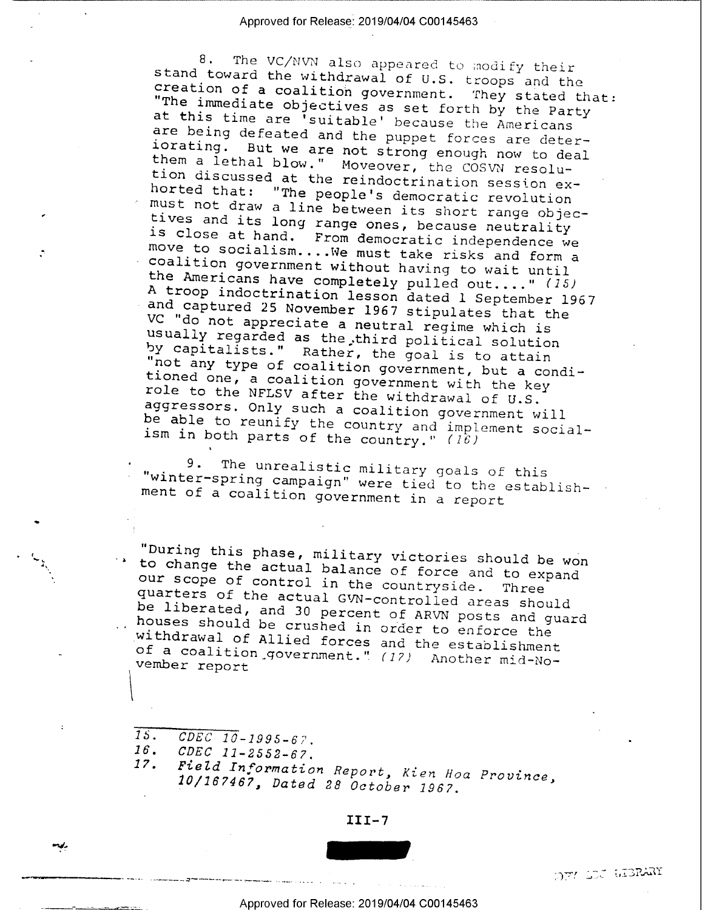8. The VC/NVN also appeared to modify their stand toward the withdrawal of U.S. troops and the creation of a coalition government. They stated that: "The immediate objectives as set forth by the Party at this time are 'suitable' because the Americans are being defeated and the puppet forces are deteriorating. But we are not strong enough now to deal them a lethal blow." Moveover, the COSVN resolution discussed at the reindoctrination session exhorted that: "The people's democratic revolution must not draw a line between its short range objectives and its long range ones, because neutrality is close at hand. From democratic independence we move to socialism....We must take risks and form a coalition government without having to wait until the Americans have completely pulled out...." *(15)* A troop indoctrination lesson dated 1 September 1967 and captured 25 November 1967 stipulates that the VC "do not appreciate a neutral regime which is usually regarded as the third political solution by capitalists." Rather, the goal is to attain "not any type of coalition government, but a conditioned one, a coalition government with the key role to the NFLSV after the withdrawal of U.S. aggressors. Only such a coalition government will be able to reunify the country and implement socialism in both parts of the country." *(16)*

9. The unrealistic military goals of this "winter-spring campaign" were tied to the establishment of a coalition government in a report

"During this phase, military victories should be won to change the actual balance of force and to expand our scope of control in the countryside. Three quarters of the actual GVN-controlled areas should be liberated, and 30 percent of ARVN posts and guard houses should be crushed in order to enforce the withdrawal of Allied forces and the establishment of a coalition government." *(17)* Another mid-November report

---

15. *CDEC 10-1995-67.*
16. *CDEC 11-2552-67.*
17. *Field Information Report, Kien Hoa Province, 10/167467, Dated 28 October 1967.*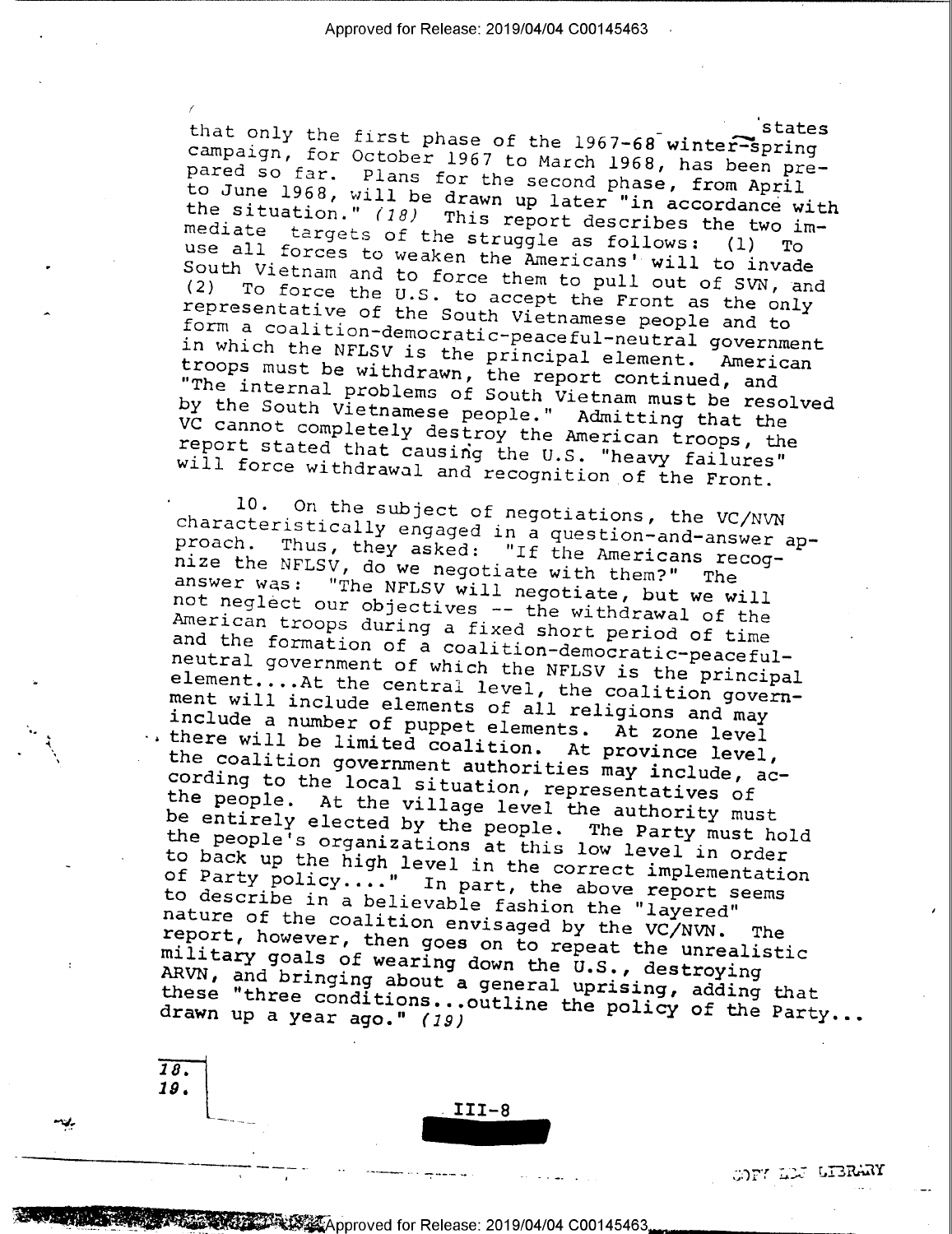states that only the first phase of the 1967-68 winter-spring campaign, for October 1967 to March 1968, has been prepared so far. Plans for the second phase, from April to June 1968, will be drawn up later "in accordance with the situation." *(18)* This report describes the two immediate targets of the struggle as follows: (1) To use all forces to weaken the Americans' will to invade South Vietnam and to force them to pull out of SVN, and (2) To force the U.S. to accept the Front as the only representative of the South Vietnamese people and to form a coalition-democratic-peaceful-neutral government in which the NFLSV is the principal element. American troops must be withdrawn, the report continued, and "The internal problems of South Vietnam must be resolved by the South Vietnamese people." Admitting that the VC cannot completely destroy the American troops, the report stated that causing the U.S. "heavy failures" will force withdrawal and recognition of the Front.

10. On the subject of negotiations, the VC/NVN characteristically engaged in a question-and-answer approach. Thus, they asked: "If the Americans recognize the NFLSV, do we negotiate with them?" The answer was: "The NFLSV will negotiate, but we will not neglect our objectives -- the withdrawal of the American troops during a fixed short period of time and the formation of a coalition-democratic-peaceful-neutral government of which the NFLSV is the principal element....At the central level, the coalition government will include elements of all religions and may include a number of puppet elements. At zone level there will be limited coalition. At province level, the coalition government authorities may include, according to the local situation, representatives of the people. At the village level the authority must be entirely elected by the people. The Party must hold the people's organizations at this low level in order to back up the high level in the correct implementation of Party policy...." In part, the above report seems to describe in a believable fashion the "layered" nature of the coalition envisaged by the VC/NVN. The report, however, then goes on to repeat the unrealistic military goals of wearing down the U.S., destroying ARVN, and bringing about a general uprising, adding that these "three conditions...outline the policy of the Party... drawn up a year ago." *(19)*

18.
19.

III-8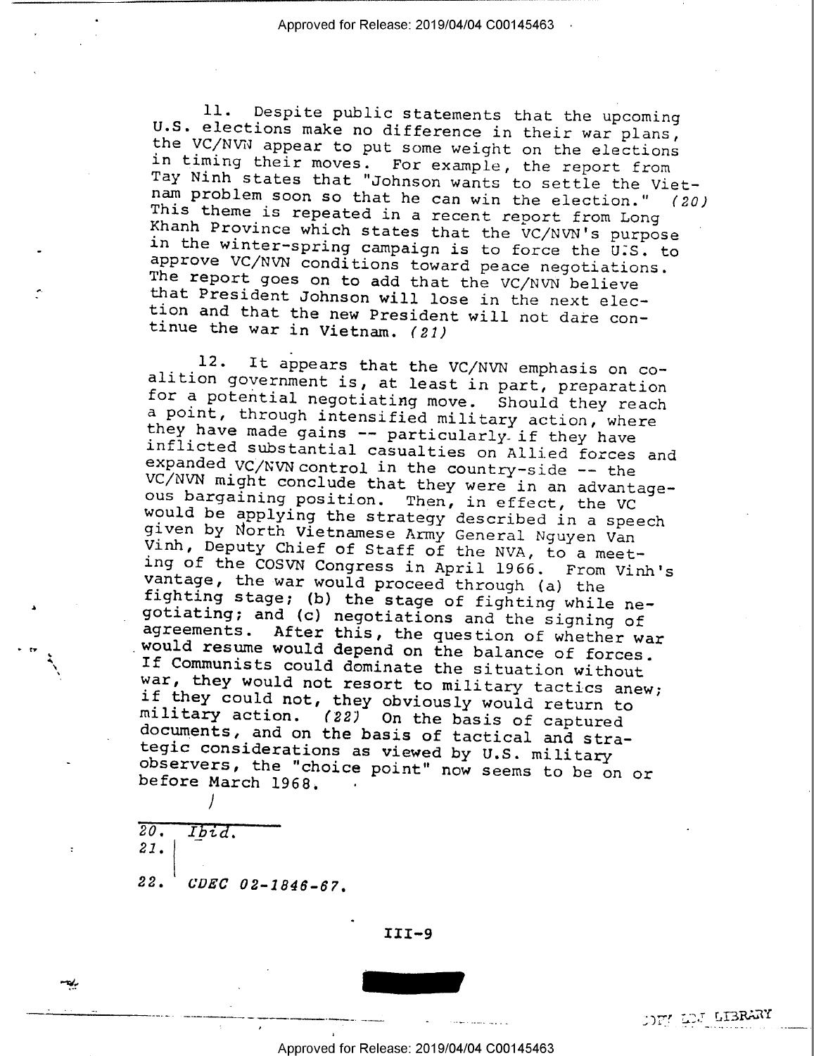11. Despite public statements that the upcoming U.S. elections make no difference in their war plans, the VC/NVN appear to put some weight on the elections in timing their moves. For example, the report from Tay Ninh states that "Johnson wants to settle the Vietnam problem soon so that he can win the election." *(20)* This theme is repeated in a recent report from Long Khanh Province which states that the VC/NVN's purpose in the winter-spring campaign is to force the U.S. to approve VC/NVN conditions toward peace negotiations. The report goes on to add that the VC/NVN believe that President Johnson will lose in the next election and that the new President will not dare continue the war in Vietnam. *(21)*

12. It appears that the VC/NVN emphasis on coalition government is, at least in part, preparation for a potential negotiating move. Should they reach a point, through intensified military action, where they have made gains -- particularly if they have inflicted substantial casualties on Allied forces and expanded VC/NVN control in the country-side -- the VC/NVN might conclude that they were in an advantageous bargaining position. Then, in effect, the VC would be applying the strategy described in a speech given by North Vietnamese Army General Nguyen Van Vinh, Deputy Chief of Staff of the NVA, to a meeting of the COSVN Congress in April 1966. From Vinh's vantage, the war would proceed through (a) the fighting stage; (b) the stage of fighting while negotiating; and (c) negotiations and the signing of agreements. After this, the question of whether war would resume would depend on the balance of forces. If Communists could dominate the situation without war, they would not resort to military tactics anew; if they could not, they obviously would return to military action. *(22)* On the basis of captured documents, and on the basis of tactical and strategic considerations as viewed by U.S. military observers, the "choice point" now seems to be on or before March 1968.

---

20. *Ibid.*
21.
22. *CDEC 02-1846-67.*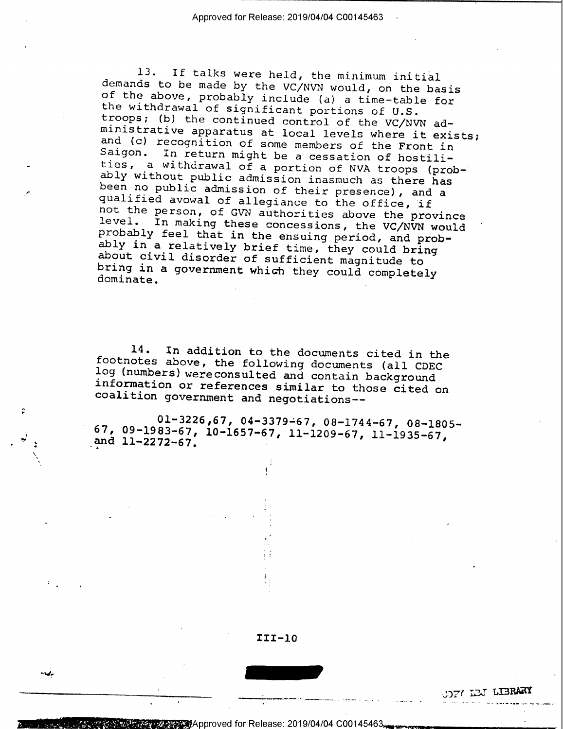13. If talks were held, the minimum initial demands to be made by the VC/NVN would, on the basis of the above, probably include (a) a time-table for the withdrawal of significant portions of U.S. troops; (b) the continued control of the VC/NVN administrative apparatus at local levels where it exists; and (c) recognition of some members of the Front in Saigon. In return might be a cessation of hostilities, a withdrawal of a portion of NVA troops (probably without public admission inasmuch as there has been no public admission of their presence), and a qualified avowal of allegiance to the office, if not the person, of GVN authorities above the province level. In making these concessions, the VC/NVN would probably feel that in the ensuing period, and probably in a relatively brief time, they could bring about civil disorder of sufficient magnitude to bring in a government which they could completely dominate.

14. In addition to the documents cited in the footnotes above, the following documents (all CDEC log (numbers) wereconsulted and contain background information or references similar to those cited on coalition government and negotiations--

01-3226,67, 04-3379-67, 08-1744-67, 08-1805-67, 09-1983-67, 10-1657-67, 11-1209-67, 11-1935-67, and 11-2272-67.